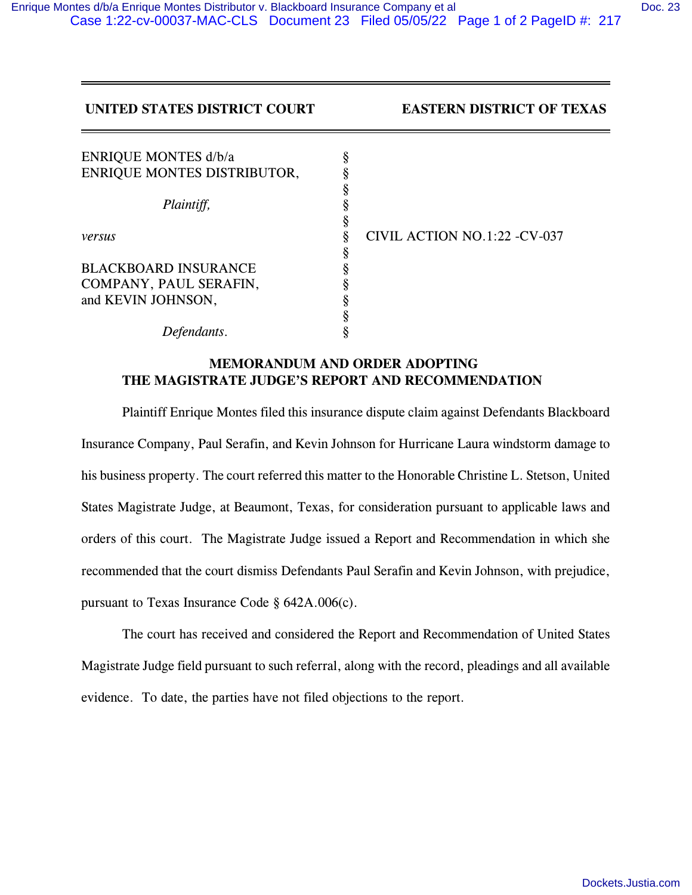**UNITED STATES DISTRICT COURT** **EASTERN DISTRICT OF TEXAS**

| | | |
|---|---|---|
| ENRIQUE MONTES d/b/a ENRIQUE MONTES DISTRIBUTOR, | § | |
| | § | |
| *Plaintiff,* | § | |
| | § | |
| *versus* | § | CIVIL ACTION NO.1:22 -CV-037 |
| | § | |
| BLACKBOARD INSURANCE COMPANY, PAUL SERAFIN, and KEVIN JOHNSON, | § | |
| | § | |
| *Defendants.* | § | |

## MEMORANDUM AND ORDER ADOPTING THE MAGISTRATE JUDGE'S REPORT AND RECOMMENDATION

Plaintiff Enrique Montes filed this insurance dispute claim against Defendants Blackboard Insurance Company, Paul Serafin, and Kevin Johnson for Hurricane Laura windstorm damage to his business property. The court referred this matter to the Honorable Christine L. Stetson, United States Magistrate Judge, at Beaumont, Texas, for consideration pursuant to applicable laws and orders of this court. The Magistrate Judge issued a Report and Recommendation in which she recommended that the court dismiss Defendants Paul Serafin and Kevin Johnson, with prejudice, pursuant to Texas Insurance Code § 642A.006(c).

The court has received and considered the Report and Recommendation of United States Magistrate Judge field pursuant to such referral, along with the record, pleadings and all available evidence. To date, the parties have not filed objections to the report.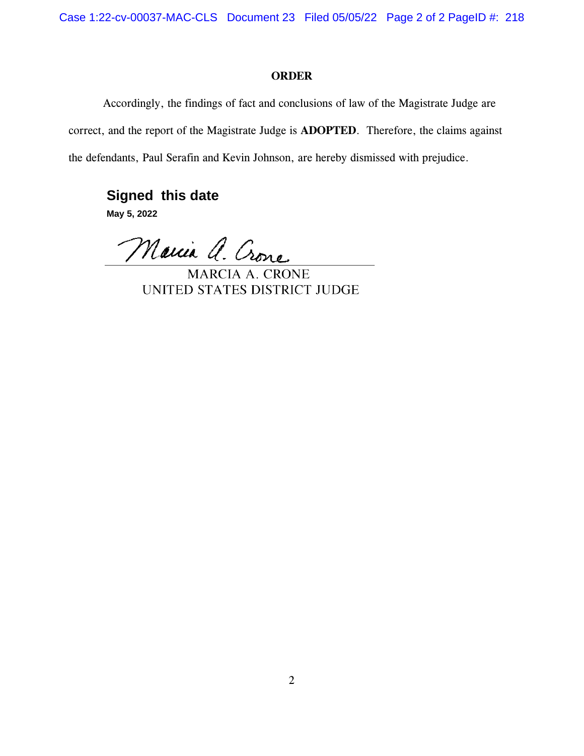## ORDER

Accordingly, the findings of fact and conclusions of law of the Magistrate Judge are correct, and the report of the Magistrate Judge is **ADOPTED**. Therefore, the claims against the defendants, Paul Serafin and Kevin Johnson, are hereby dismissed with prejudice.

**Signed this date**

**May 5, 2022**

MARCIA A. CRONE
UNITED STATES DISTRICT JUDGE